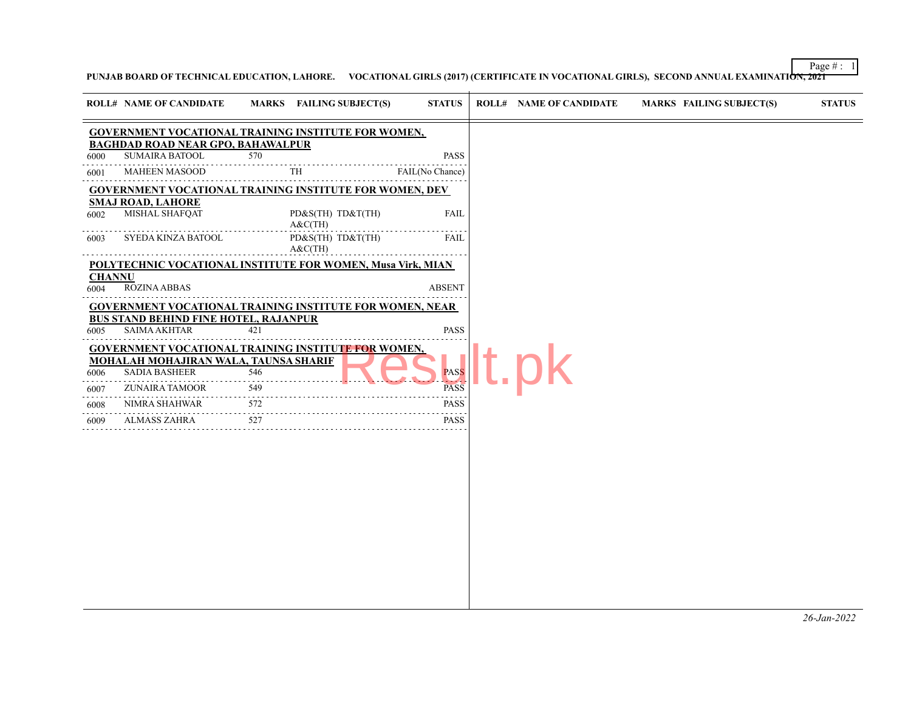**PUNJAB BOARD OF TECHNICAL EDUCATION, LAHORE. VOCATIONAL GIRLS (2017) (CERTIFICATE IN VOCATIONAL GIRLS), SECOND ANNUAL EXAMINATION, 2021**

| ROLL# | NAME OF CANDIDATE | MARKS | FAILING SUBJECT(S) | STATUS |
|---|---|---|---|---|
| **GOVERNMENT VOCATIONAL TRAINING INSTITUTE FOR WOMEN, BAGHDAD ROAD NEAR GPO, BAHAWALPUR** | | | | |
| 6000 | SUMAIRA BATOOL | 570 | | PASS |
| 6001 | MAHEEN MASOOD | | TH | FAIL(No Chance) |
| **GOVERNMENT VOCATIONAL TRAINING INSTITUTE FOR WOMEN, DEV SMAJ ROAD, LAHORE** | | | | |
| 6002 | MISHAL SHAFQAT | | PD&S(TH) TD&T(TH) A&C(TH) | FAIL |
| 6003 | SYEDA KINZA BATOOL | | PD&S(TH) TD&T(TH) A&C(TH) | FAIL |
| **POLYTECHNIC VOCATIONAL INSTITUTE FOR WOMEN, Musa Virk, MIAN CHANNU** | | | | |
| 6004 | ROZINA ABBAS | | | ABSENT |
| **GOVERNMENT VOCATIONAL TRAINING INSTITUTE FOR WOMEN, NEAR BUS STAND BEHIND FINE HOTEL, RAJANPUR** | | | | |
| 6005 | SAIMA AKHTAR | 421 | | PASS |
| **GOVERNMENT VOCATIONAL TRAINING INSTITUTE FOR WOMEN, MOHALAH MOHAJIRAN WALA, TAUNSA SHARIF** | | | | |
| 6006 | SADIA BASHEER | 546 | | PASS |
| 6007 | ZUNAIRA TAMOOR | 549 | | PASS |
| 6008 | NIMRA SHAHWAR | 572 | | PASS |
| 6009 | ALMASS ZAHRA | 527 | | PASS |

*26-Jan-2022*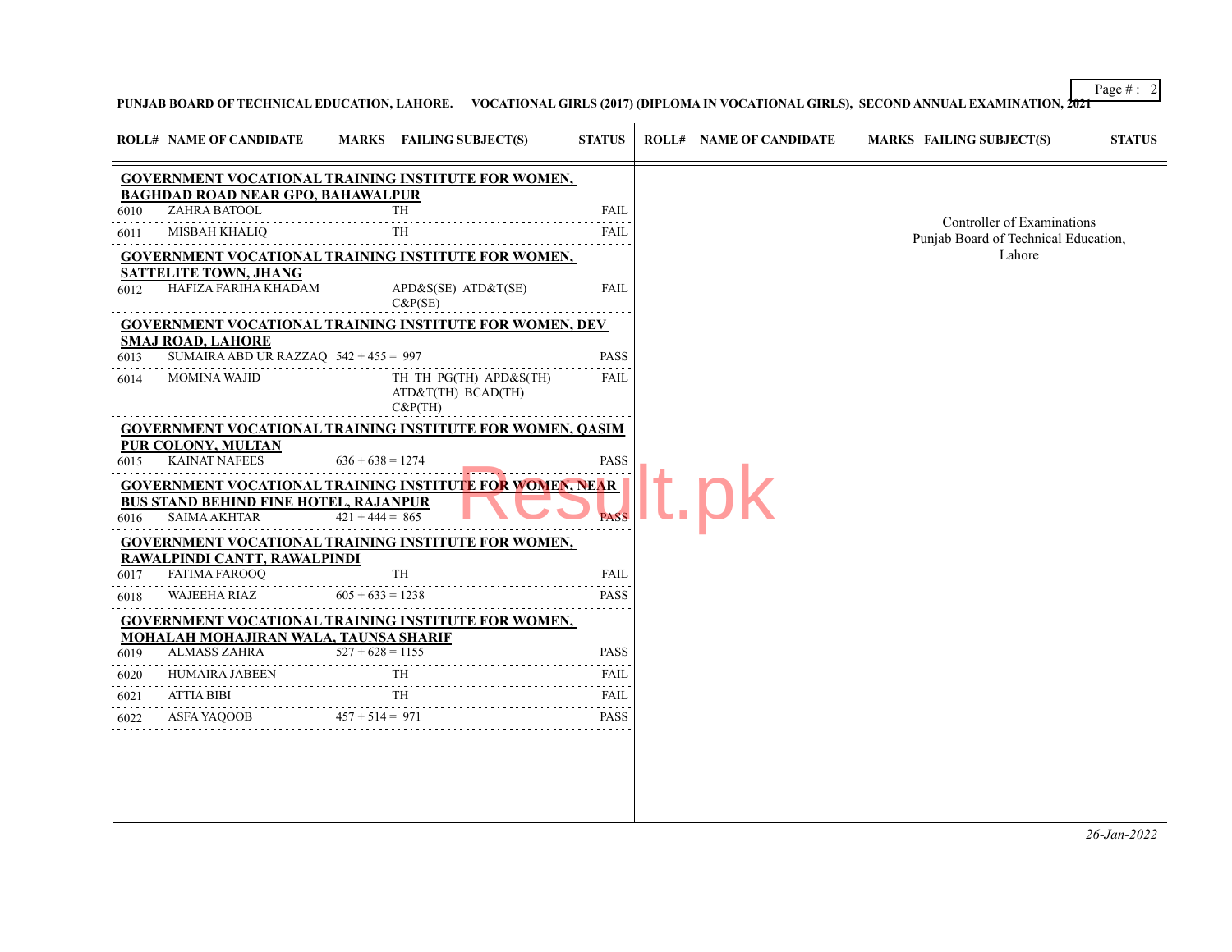**PUNJAB BOARD OF TECHNICAL EDUCATION, LAHORE. VOCATIONAL GIRLS (2017) (DIPLOMA IN VOCATIONAL GIRLS), SECOND ANNUAL EXAMINATION, 2021**

| ROLL# | NAME OF CANDIDATE | MARKS | FAILING SUBJECT(S) | STATUS |
|---|---|---|---|---|
| **GOVERNMENT VOCATIONAL TRAINING INSTITUTE FOR WOMEN, BAGHDAD ROAD NEAR GPO, BAHAWALPUR** | | | | |
| 6010 | ZAHRA BATOOL | | TH | FAIL |
| 6011 | MISBAH KHALIQ | | TH | FAIL |
| **GOVERNMENT VOCATIONAL TRAINING INSTITUTE FOR WOMEN, SATTELITE TOWN, JHANG** | | | | |
| 6012 | HAFIZA FARIHA KHADAM | | APD&S(SE) ATD&T(SE) C&P(SE) | FAIL |
| **GOVERNMENT VOCATIONAL TRAINING INSTITUTE FOR WOMEN, DEV SMAJ ROAD, LAHORE** | | | | |
| 6013 | SUMAIRA ABD UR RAZZAQ | 542 + 455 = 997 | | PASS |
| 6014 | MOMINA WAJID | | TH TH PG(TH) APD&S(TH) ATD&T(TH) BCAD(TH) C&P(TH) | FAIL |
| **GOVERNMENT VOCATIONAL TRAINING INSTITUTE FOR WOMEN, QASIM PUR COLONY, MULTAN** | | | | |
| 6015 | KAINAT NAFEES | 636 + 638 = 1274 | | PASS |
| **GOVERNMENT VOCATIONAL TRAINING INSTITUTE FOR WOMEN, NEAR BUS STAND BEHIND FINE HOTEL, RAJANPUR** | | | | |
| 6016 | SAIMA AKHTAR | 421 + 444 = 865 | | PASS |
| **GOVERNMENT VOCATIONAL TRAINING INSTITUTE FOR WOMEN, RAWALPINDI CANTT, RAWALPINDI** | | | | |
| 6017 | FATIMA FAROOQ | | TH | FAIL |
| 6018 | WAJEEHA RIAZ | 605 + 633 = 1238 | | PASS |
| **GOVERNMENT VOCATIONAL TRAINING INSTITUTE FOR WOMEN, MOHALAH MOHAJIRAN WALA, TAUNSA SHARIF** | | | | |
| 6019 | ALMASS ZAHRA | 527 + 628 = 1155 | | PASS |
| 6020 | HUMAIRA JABEEN | | TH | FAIL |
| 6021 | ATTIA BIBI | | TH | FAIL |
| 6022 | ASFA YAQOOB | 457 + 514 = 971 | | PASS |

Controller of Examinations
Punjab Board of Technical Education,
Lahore

*26-Jan-2022*